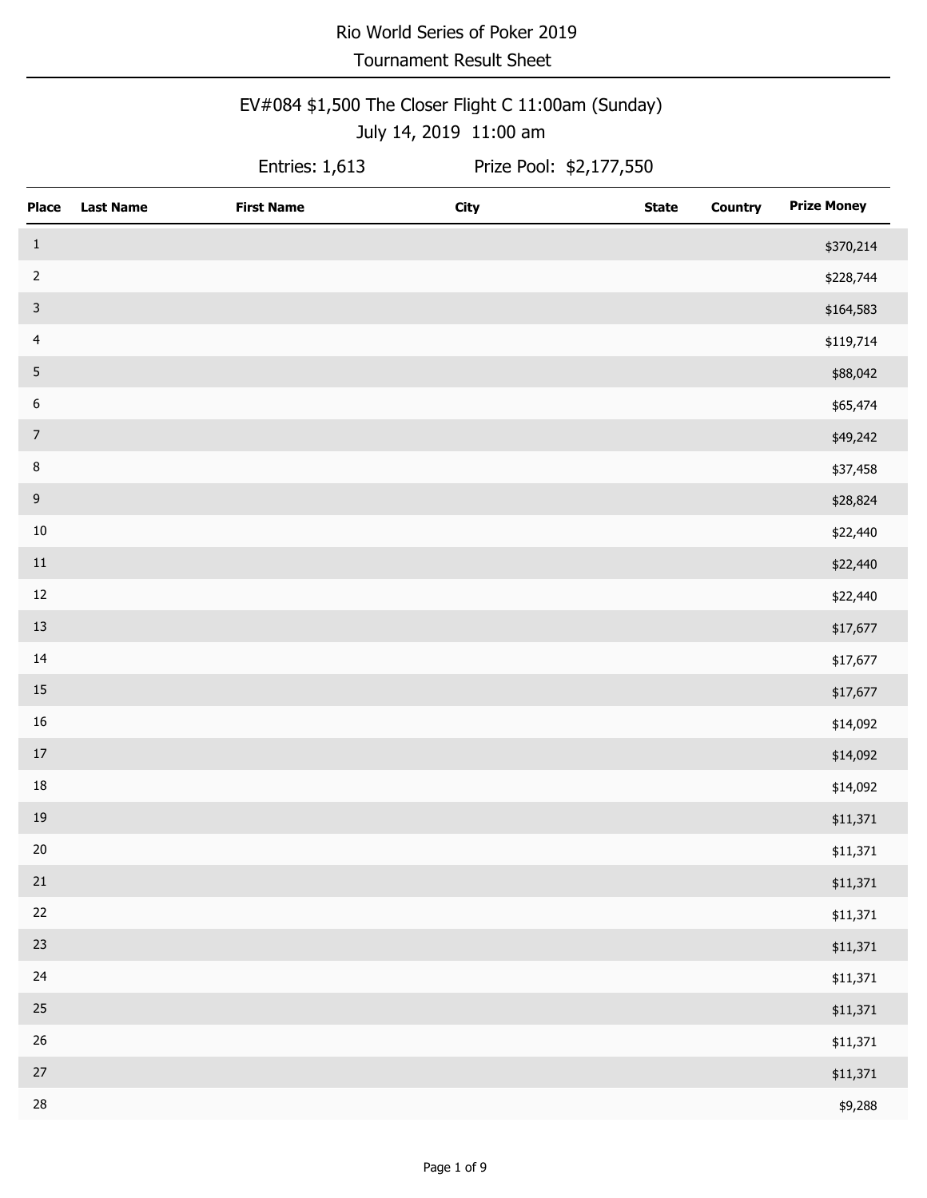# Rio World Series of Poker 2019

## Tournament Result Sheet

### EV#084 $1,500 The Closer Flight C 11:00am (Sunday)

July 14, 2019 11:00 am

Entries: 1,613 Prize Pool: $2,177,550

| Place | Last Name | First Name | City | State | Country | Prize Money |
|---|---|---|---|---|---|---|
| 1 | | | | | | $370,214 |
| 2 | | | | | | $228,744 |
| 3 | | | | | | $164,583 |
| 4 | | | | | | $119,714 |
| 5 | | | | | | $88,042 |
| 6 | | | | | | $65,474 |
| 7 | | | | | | $49,242 |
| 8 | | | | | | $37,458 |
| 9 | | | | | | $28,824 |
| 10 | | | | | | $22,440 |
| 11 | | | | | | $22,440 |
| 12 | | | | | | $22,440 |
| 13 | | | | | | $17,677 |
| 14 | | | | | | $17,677 |
| 15 | | | | | | $17,677 |
| 16 | | | | | | $14,092 |
| 17 | | | | | | $14,092 |
| 18 | | | | | | $14,092 |
| 19 | | | | | | $11,371 |
| 20 | | | | | | $11,371 |
| 21 | | | | | | $11,371 |
| 22 | | | | | | $11,371 |
| 23 | | | | | | $11,371 |
| 24 | | | | | | $11,371 |
| 25 | | | | | | $11,371 |
| 26 | | | | | | $11,371 |
| 27 | | | | | | $11,371 |
| 28 | | | | | | $9,288 |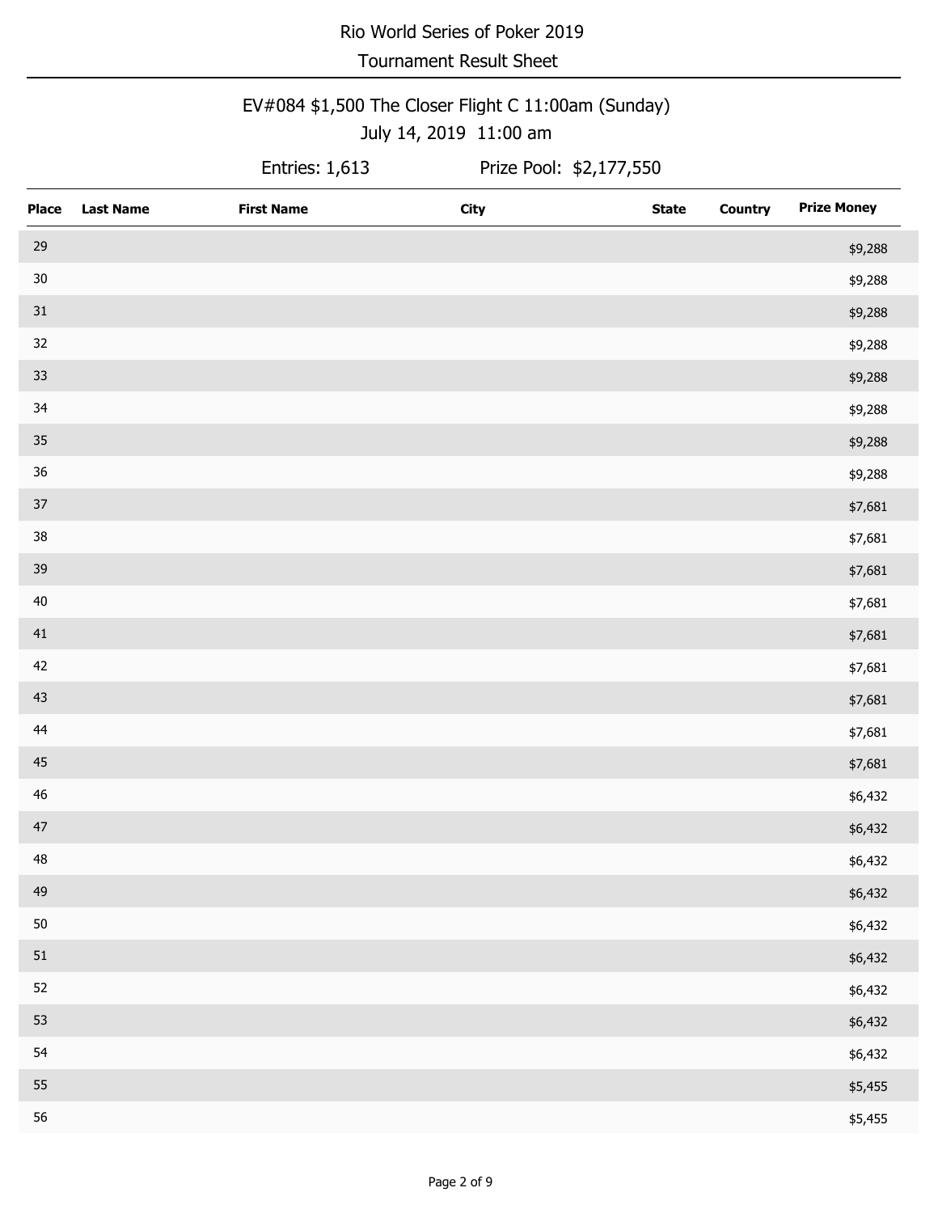Rio World Series of Poker 2019

Tournament Result Sheet

EV#084 $1,500 The Closer Flight C 11:00am (Sunday)

July 14, 2019 11:00 am

Entries: 1,613 Prize Pool: $2,177,550

| Place | Last Name | First Name | City | State | Country | Prize Money |
|---|---|---|---|---|---|---|
| 29 | | | | | | $9,288 |
| 30 | | | | | | $9,288 |
| 31 | | | | | | $9,288 |
| 32 | | | | | | $9,288 |
| 33 | | | | | | $9,288 |
| 34 | | | | | | $9,288 |
| 35 | | | | | | $9,288 |
| 36 | | | | | | $9,288 |
| 37 | | | | | | $7,681 |
| 38 | | | | | | $7,681 |
| 39 | | | | | | $7,681 |
| 40 | | | | | | $7,681 |
| 41 | | | | | | $7,681 |
| 42 | | | | | | $7,681 |
| 43 | | | | | | $7,681 |
| 44 | | | | | | $7,681 |
| 45 | | | | | | $7,681 |
| 46 | | | | | | $6,432 |
| 47 | | | | | | $6,432 |
| 48 | | | | | | $6,432 |
| 49 | | | | | | $6,432 |
| 50 | | | | | | $6,432 |
| 51 | | | | | | $6,432 |
| 52 | | | | | | $6,432 |
| 53 | | | | | | $6,432 |
| 54 | | | | | | $6,432 |
| 55 | | | | | | $5,455 |
| 56 | | | | | | $5,455 |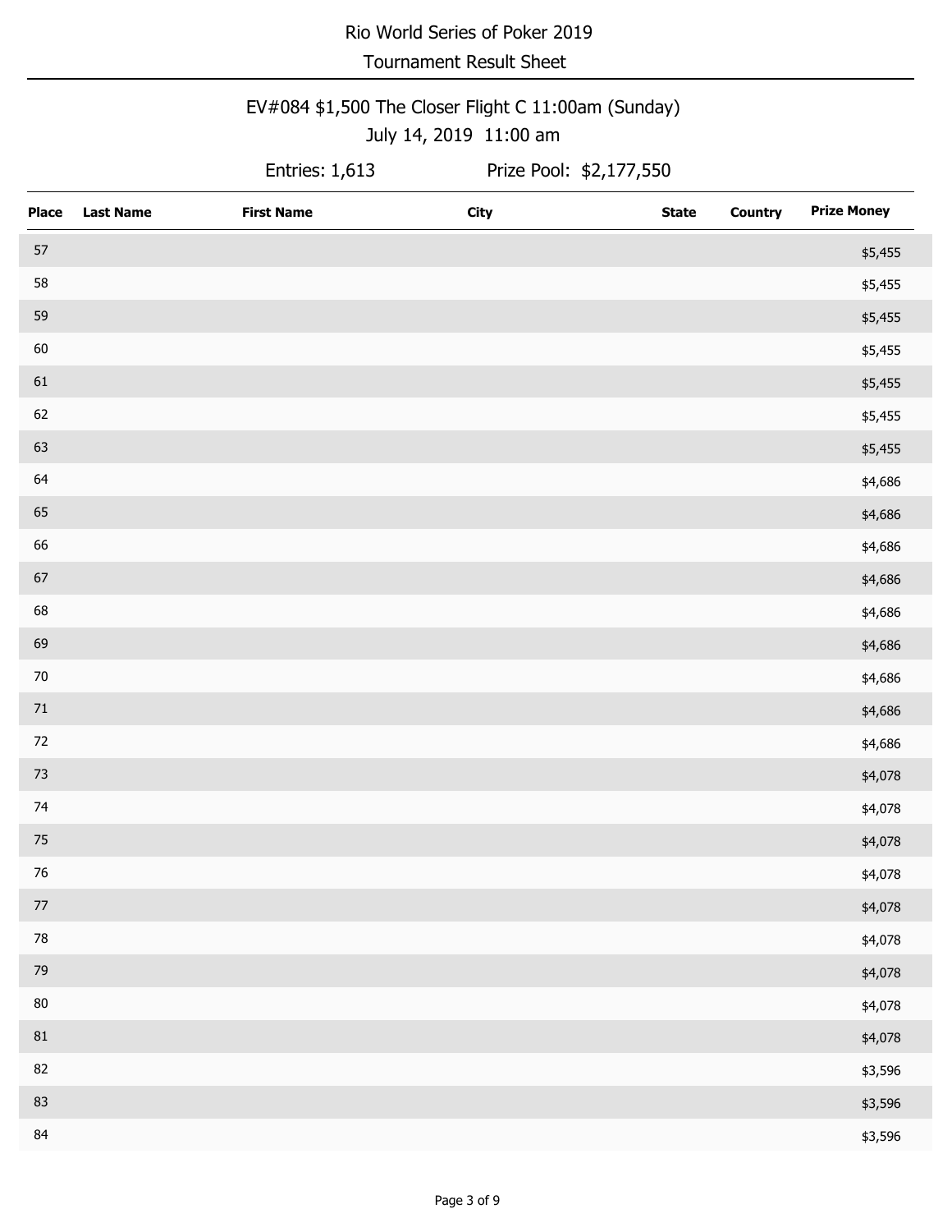Rio World Series of Poker 2019

Tournament Result Sheet

## EV#084 $1,500 The Closer Flight C 11:00am (Sunday)

July 14, 2019 11:00 am

Entries: 1,613 Prize Pool: $2,177,550

| Place | Last Name | First Name | City | State | Country | Prize Money |
|---|---|---|---|---|---|---|
| 57 | | | | | | $5,455 |
| 58 | | | | | | $5,455 |
| 59 | | | | | | $5,455 |
| 60 | | | | | | $5,455 |
| 61 | | | | | | $5,455 |
| 62 | | | | | | $5,455 |
| 63 | | | | | | $5,455 |
| 64 | | | | | | $4,686 |
| 65 | | | | | | $4,686 |
| 66 | | | | | | $4,686 |
| 67 | | | | | | $4,686 |
| 68 | | | | | | $4,686 |
| 69 | | | | | | $4,686 |
| 70 | | | | | | $4,686 |
| 71 | | | | | | $4,686 |
| 72 | | | | | | $4,686 |
| 73 | | | | | | $4,078 |
| 74 | | | | | | $4,078 |
| 75 | | | | | | $4,078 |
| 76 | | | | | | $4,078 |
| 77 | | | | | | $4,078 |
| 78 | | | | | | $4,078 |
| 79 | | | | | | $4,078 |
| 80 | | | | | | $4,078 |
| 81 | | | | | | $4,078 |
| 82 | | | | | | $3,596 |
| 83 | | | | | | $3,596 |
| 84 | | | | | | $3,596 |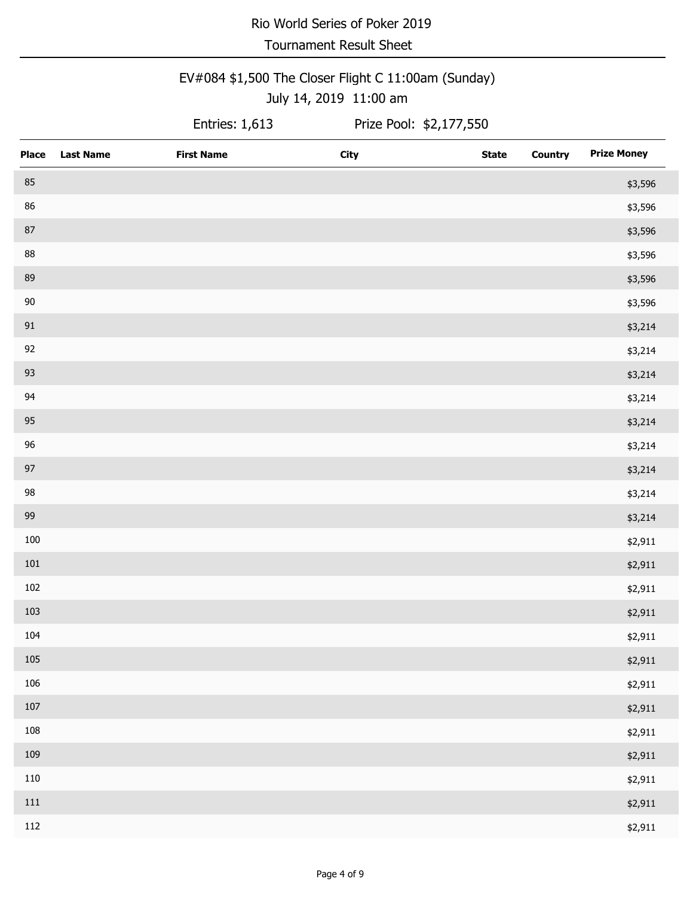Rio World Series of Poker 2019

Tournament Result Sheet

EV#084 $1,500 The Closer Flight C 11:00am (Sunday)

July 14, 2019 11:00 am

Entries: 1,613 Prize Pool: $2,177,550

| Place | Last Name | First Name | City | State | Country | Prize Money |
|---|---|---|---|---|---|---|
| 85 | | | | | | $3,596 |
| 86 | | | | | | $3,596 |
| 87 | | | | | | $3,596 |
| 88 | | | | | | $3,596 |
| 89 | | | | | | $3,596 |
| 90 | | | | | | $3,596 |
| 91 | | | | | | $3,214 |
| 92 | | | | | | $3,214 |
| 93 | | | | | | $3,214 |
| 94 | | | | | | $3,214 |
| 95 | | | | | | $3,214 |
| 96 | | | | | | $3,214 |
| 97 | | | | | | $3,214 |
| 98 | | | | | | $3,214 |
| 99 | | | | | | $3,214 |
| 100 | | | | | | $2,911 |
| 101 | | | | | | $2,911 |
| 102 | | | | | | $2,911 |
| 103 | | | | | | $2,911 |
| 104 | | | | | | $2,911 |
| 105 | | | | | | $2,911 |
| 106 | | | | | | $2,911 |
| 107 | | | | | | $2,911 |
| 108 | | | | | | $2,911 |
| 109 | | | | | | $2,911 |
| 110 | | | | | | $2,911 |
| 111 | | | | | | $2,911 |
| 112 | | | | | | $2,911 |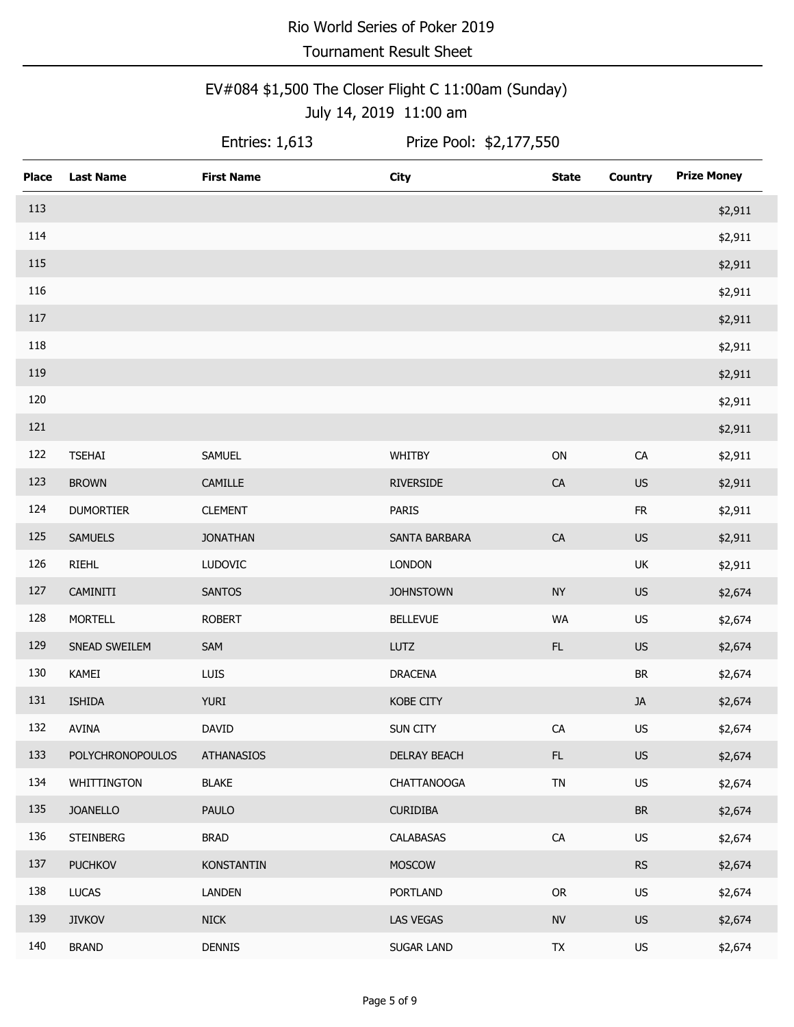# Rio World Series of Poker 2019

## Tournament Result Sheet

### EV#084 $1,500 The Closer Flight C 11:00am (Sunday)

July 14, 2019 11:00 am

Entries: 1,613 Prize Pool: $2,177,550

| Place | Last Name | First Name | City | State | Country | Prize Money |
|---|---|---|---|---|---|---|
| 113 | | | | | | $2,911 |
| 114 | | | | | | $2,911 |
| 115 | | | | | | $2,911 |
| 116 | | | | | | $2,911 |
| 117 | | | | | | $2,911 |
| 118 | | | | | | $2,911 |
| 119 | | | | | | $2,911 |
| 120 | | | | | | $2,911 |
| 121 | | | | | | $2,911 |
| 122 | TSEHAI | SAMUEL | WHITBY | ON | CA | $2,911 |
| 123 | BROWN | CAMILLE | RIVERSIDE | CA | US | $2,911 |
| 124 | DUMORTIER | CLEMENT | PARIS | | FR | $2,911 |
| 125 | SAMUELS | JONATHAN | SANTA BARBARA | CA | US | $2,911 |
| 126 | RIEHL | LUDOVIC | LONDON | | UK | $2,911 |
| 127 | CAMINITI | SANTOS | JOHNSTOWN | NY | US | $2,674 |
| 128 | MORTELL | ROBERT | BELLEVUE | WA | US | $2,674 |
| 129 | SNEAD SWEILEM | SAM | LUTZ | FL | US | $2,674 |
| 130 | KAMEI | LUIS | DRACENA | | BR | $2,674 |
| 131 | ISHIDA | YURI | KOBE CITY | | JA | $2,674 |
| 132 | AVINA | DAVID | SUN CITY | CA | US | $2,674 |
| 133 | POLYCHRONOPOULOS | ATHANASIOS | DELRAY BEACH | FL | US | $2,674 |
| 134 | WHITTINGTON | BLAKE | CHATTANOOGA | TN | US | $2,674 |
| 135 | JOANELLO | PAULO | CURIDIBA | | BR | $2,674 |
| 136 | STEINBERG | BRAD | CALABASAS | CA | US | $2,674 |
| 137 | PUCHKOV | KONSTANTIN | MOSCOW | | RS | $2,674 |
| 138 | LUCAS | LANDEN | PORTLAND | OR | US | $2,674 |
| 139 | JIVKOV | NICK | LAS VEGAS | NV | US | $2,674 |
| 140 | BRAND | DENNIS | SUGAR LAND | TX | US | $2,674 |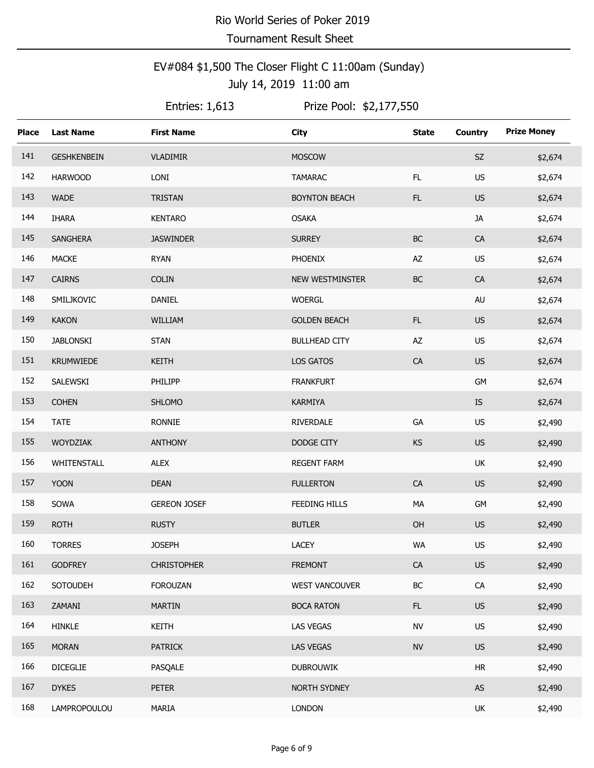# Rio World Series of Poker 2019

## Tournament Result Sheet

### EV#084 $1,500 The Closer Flight C 11:00am (Sunday)

July 14, 2019 11:00 am

Entries: 1,613 Prize Pool: $2,177,550

| Place | Last Name | First Name | City | State | Country | Prize Money |
|---|---|---|---|---|---|---|
| 141 | GESHKENBEIN | VLADIMIR | MOSCOW | | SZ | $2,674 |
| 142 | HARWOOD | LONI | TAMARAC | FL | US | $2,674 |
| 143 | WADE | TRISTAN | BOYNTON BEACH | FL | US | $2,674 |
| 144 | IHARA | KENTARO | OSAKA | | JA | $2,674 |
| 145 | SANGHERA | JASWINDER | SURREY | BC | CA | $2,674 |
| 146 | MACKE | RYAN | PHOENIX | AZ | US | $2,674 |
| 147 | CAIRNS | COLIN | NEW WESTMINSTER | BC | CA | $2,674 |
| 148 | SMILJKOVIC | DANIEL | WOERGL | | AU | $2,674 |
| 149 | KAKON | WILLIAM | GOLDEN BEACH | FL | US | $2,674 |
| 150 | JABLONSKI | STAN | BULLHEAD CITY | AZ | US | $2,674 |
| 151 | KRUMWIEDE | KEITH | LOS GATOS | CA | US | $2,674 |
| 152 | SALEWSKI | PHILIPP | FRANKFURT | | GM | $2,674 |
| 153 | COHEN | SHLOMO | KARMIYA | | IS | $2,674 |
| 154 | TATE | RONNIE | RIVERDALE | GA | US | $2,490 |
| 155 | WOYDZIAK | ANTHONY | DODGE CITY | KS | US | $2,490 |
| 156 | WHITENSTALL | ALEX | REGENT FARM | | UK | $2,490 |
| 157 | YOON | DEAN | FULLERTON | CA | US | $2,490 |
| 158 | SOWA | GEREON JOSEF | FEEDING HILLS | MA | GM | $2,490 |
| 159 | ROTH | RUSTY | BUTLER | OH | US | $2,490 |
| 160 | TORRES | JOSEPH | LACEY | WA | US | $2,490 |
| 161 | GODFREY | CHRISTOPHER | FREMONT | CA | US | $2,490 |
| 162 | SOTOUDEH | FOROUZAN | WEST VANCOUVER | BC | CA | $2,490 |
| 163 | ZAMANI | MARTIN | BOCA RATON | FL | US | $2,490 |
| 164 | HINKLE | KEITH | LAS VEGAS | NV | US | $2,490 |
| 165 | MORAN | PATRICK | LAS VEGAS | NV | US | $2,490 |
| 166 | DICEGLIE | PASQALE | DUBROUWIK | | HR | $2,490 |
| 167 | DYKES | PETER | NORTH SYDNEY | | AS | $2,490 |
| 168 | LAMPROPOULOU | MARIA | LONDON | | UK | $2,490 |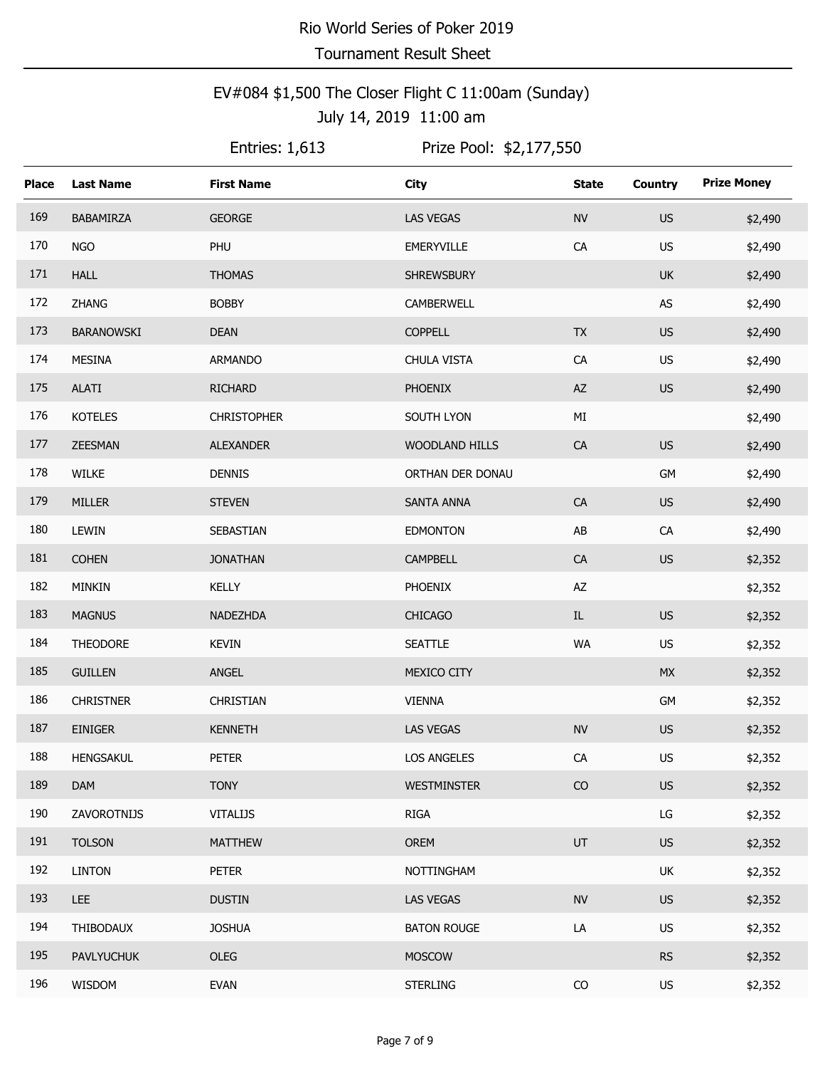# Rio World Series of Poker 2019

## Tournament Result Sheet

### EV#084 $1,500 The Closer Flight C 11:00am (Sunday)

July 14, 2019 11:00 am

Entries: 1,613 Prize Pool: $2,177,550

| Place | Last Name | First Name | City | State | Country | Prize Money |
|---|---|---|---|---|---|---|
| 169 | BABAMIRZA | GEORGE | LAS VEGAS | NV | US | $2,490 |
| 170 | NGO | PHU | EMERYVILLE | CA | US | $2,490 |
| 171 | HALL | THOMAS | SHREWSBURY | | UK | $2,490 |
| 172 | ZHANG | BOBBY | CAMBERWELL | | AS | $2,490 |
| 173 | BARANOWSKI | DEAN | COPPELL | TX | US | $2,490 |
| 174 | MESINA | ARMANDO | CHULA VISTA | CA | US | $2,490 |
| 175 | ALATI | RICHARD | PHOENIX | AZ | US | $2,490 |
| 176 | KOTELES | CHRISTOPHER | SOUTH LYON | MI | | $2,490 |
| 177 | ZEESMAN | ALEXANDER | WOODLAND HILLS | CA | US | $2,490 |
| 178 | WILKE | DENNIS | ORTHAN DER DONAU | | GM | $2,490 |
| 179 | MILLER | STEVEN | SANTA ANNA | CA | US | $2,490 |
| 180 | LEWIN | SEBASTIAN | EDMONTON | AB | CA | $2,490 |
| 181 | COHEN | JONATHAN | CAMPBELL | CA | US | $2,352 |
| 182 | MINKIN | KELLY | PHOENIX | AZ | | $2,352 |
| 183 | MAGNUS | NADEZHDA | CHICAGO | IL | US | $2,352 |
| 184 | THEODORE | KEVIN | SEATTLE | WA | US | $2,352 |
| 185 | GUILLEN | ANGEL | MEXICO CITY | | MX | $2,352 |
| 186 | CHRISTNER | CHRISTIAN | VIENNA | | GM | $2,352 |
| 187 | EINIGER | KENNETH | LAS VEGAS | NV | US | $2,352 |
| 188 | HENGSAKUL | PETER | LOS ANGELES | CA | US | $2,352 |
| 189 | DAM | TONY | WESTMINSTER | CO | US | $2,352 |
| 190 | ZAVOROTNIJS | VITALIJS | RIGA | | LG | $2,352 |
| 191 | TOLSON | MATTHEW | OREM | UT | US | $2,352 |
| 192 | LINTON | PETER | NOTTINGHAM | | UK | $2,352 |
| 193 | LEE | DUSTIN | LAS VEGAS | NV | US | $2,352 |
| 194 | THIBODAUX | JOSHUA | BATON ROUGE | LA | US | $2,352 |
| 195 | PAVLYUCHUK | OLEG | MOSCOW | | RS | $2,352 |
| 196 | WISDOM | EVAN | STERLING | CO | US | $2,352 |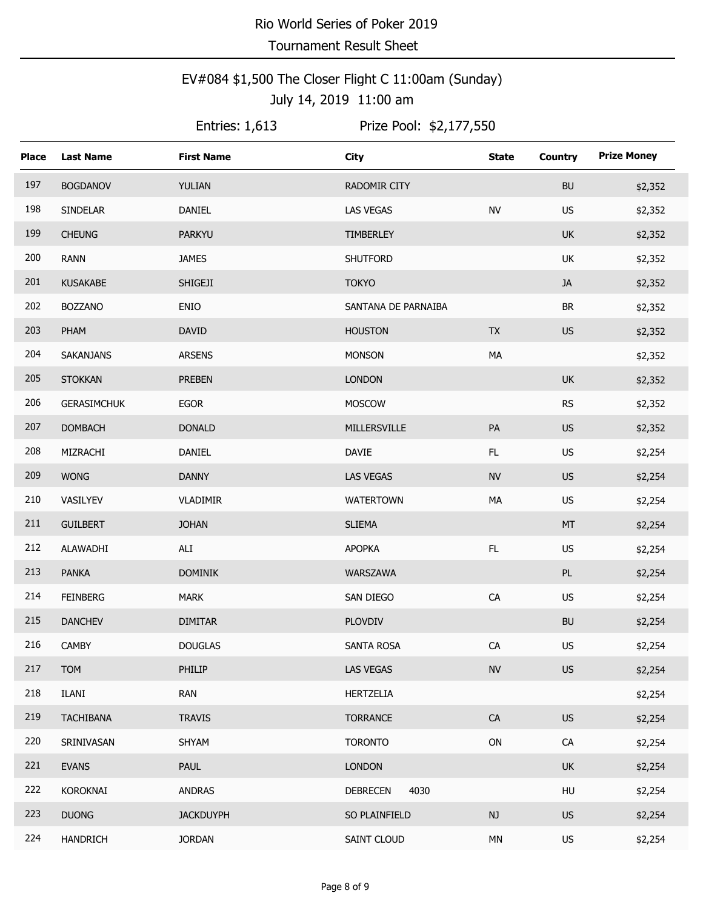Rio World Series of Poker 2019

Tournament Result Sheet

## EV#084 $1,500 The Closer Flight C 11:00am (Sunday)

July 14, 2019 11:00 am

Entries: 1,613 Prize Pool: $2,177,550

| Place | Last Name | First Name | City | State | Country | Prize Money |
|---|---|---|---|---|---|---|
| 197 | BOGDANOV | YULIAN | RADOMIR CITY | | BU | $2,352 |
| 198 | SINDELAR | DANIEL | LAS VEGAS | NV | US | $2,352 |
| 199 | CHEUNG | PARKYU | TIMBERLEY | | UK | $2,352 |
| 200 | RANN | JAMES | SHUTFORD | | UK | $2,352 |
| 201 | KUSAKABE | SHIGEJI | TOKYO | | JA | $2,352 |
| 202 | BOZZANO | ENIO | SANTANA DE PARNAIBA | | BR | $2,352 |
| 203 | PHAM | DAVID | HOUSTON | TX | US | $2,352 |
| 204 | SAKANJANS | ARSENS | MONSON | MA | | $2,352 |
| 205 | STOKKAN | PREBEN | LONDON | | UK | $2,352 |
| 206 | GERASIMCHUK | EGOR | MOSCOW | | RS | $2,352 |
| 207 | DOMBACH | DONALD | MILLERSVILLE | PA | US | $2,352 |
| 208 | MIZRACHI | DANIEL | DAVIE | FL | US | $2,254 |
| 209 | WONG | DANNY | LAS VEGAS | NV | US | $2,254 |
| 210 | VASILYEV | VLADIMIR | WATERTOWN | MA | US | $2,254 |
| 211 | GUILBERT | JOHAN | SLIEMA | | MT | $2,254 |
| 212 | ALAWADHI | ALI | APOPKA | FL | US | $2,254 |
| 213 | PANKA | DOMINIK | WARSZAWA | | PL | $2,254 |
| 214 | FEINBERG | MARK | SAN DIEGO | CA | US | $2,254 |
| 215 | DANCHEV | DIMITAR | PLOVDIV | | BU | $2,254 |
| 216 | CAMBY | DOUGLAS | SANTA ROSA | CA | US | $2,254 |
| 217 | TOM | PHILIP | LAS VEGAS | NV | US | $2,254 |
| 218 | ILANI | RAN | HERTZELIA | | | $2,254 |
| 219 | TACHIBANA | TRAVIS | TORRANCE | CA | US | $2,254 |
| 220 | SRINIVASAN | SHYAM | TORONTO | ON | CA | $2,254 |
| 221 | EVANS | PAUL | LONDON | | UK | $2,254 |
| 222 | KOROKNAI | ANDRAS | DEBRECEN 4030 | | HU | $2,254 |
| 223 | DUONG | JACKDUYPH | SO PLAINFIELD | NJ | US | $2,254 |
| 224 | HANDRICH | JORDAN | SAINT CLOUD | MN | US | $2,254 |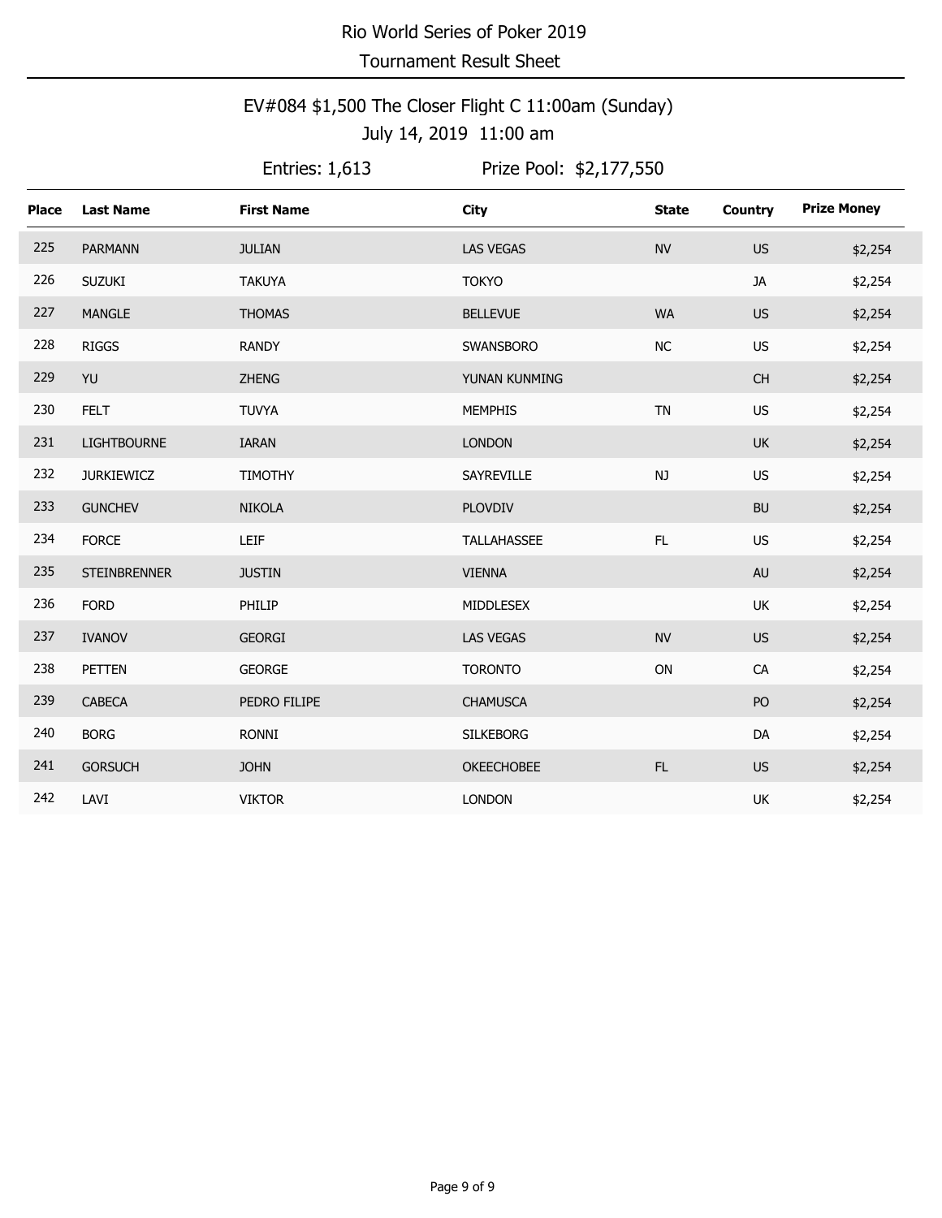# Rio World Series of Poker 2019

## Tournament Result Sheet

### EV#084 $1,500 The Closer Flight C 11:00am (Sunday)

July 14, 2019 11:00 am

Entries: 1,613 Prize Pool: $2,177,550

| Place | Last Name | First Name | City | State | Country | Prize Money |
|---|---|---|---|---|---|---|
| 225 | PARMANN | JULIAN | LAS VEGAS | NV | US | $2,254 |
| 226 | SUZUKI | TAKUYA | TOKYO | | JA | $2,254 |
| 227 | MANGLE | THOMAS | BELLEVUE | WA | US | $2,254 |
| 228 | RIGGS | RANDY | SWANSBORO | NC | US | $2,254 |
| 229 | YU | ZHENG | YUNAN KUNMING | | CH | $2,254 |
| 230 | FELT | TUVYA | MEMPHIS | TN | US | $2,254 |
| 231 | LIGHTBOURNE | IARAN | LONDON | | UK | $2,254 |
| 232 | JURKIEWICZ | TIMOTHY | SAYREVILLE | NJ | US | $2,254 |
| 233 | GUNCHEV | NIKOLA | PLOVDIV | | BU | $2,254 |
| 234 | FORCE | LEIF | TALLAHASSEE | FL | US | $2,254 |
| 235 | STEINBRENNER | JUSTIN | VIENNA | | AU | $2,254 |
| 236 | FORD | PHILIP | MIDDLESEX | | UK | $2,254 |
| 237 | IVANOV | GEORGI | LAS VEGAS | NV | US | $2,254 |
| 238 | PETTEN | GEORGE | TORONTO | ON | CA | $2,254 |
| 239 | CABECA | PEDRO FILIPE | CHAMUSCA | | PO | $2,254 |
| 240 | BORG | RONNI | SILKEBORG | | DA | $2,254 |
| 241 | GORSUCH | JOHN | OKEECHOBEE | FL | US | $2,254 |
| 242 | LAVI | VIKTOR | LONDON | | UK | $2,254 |